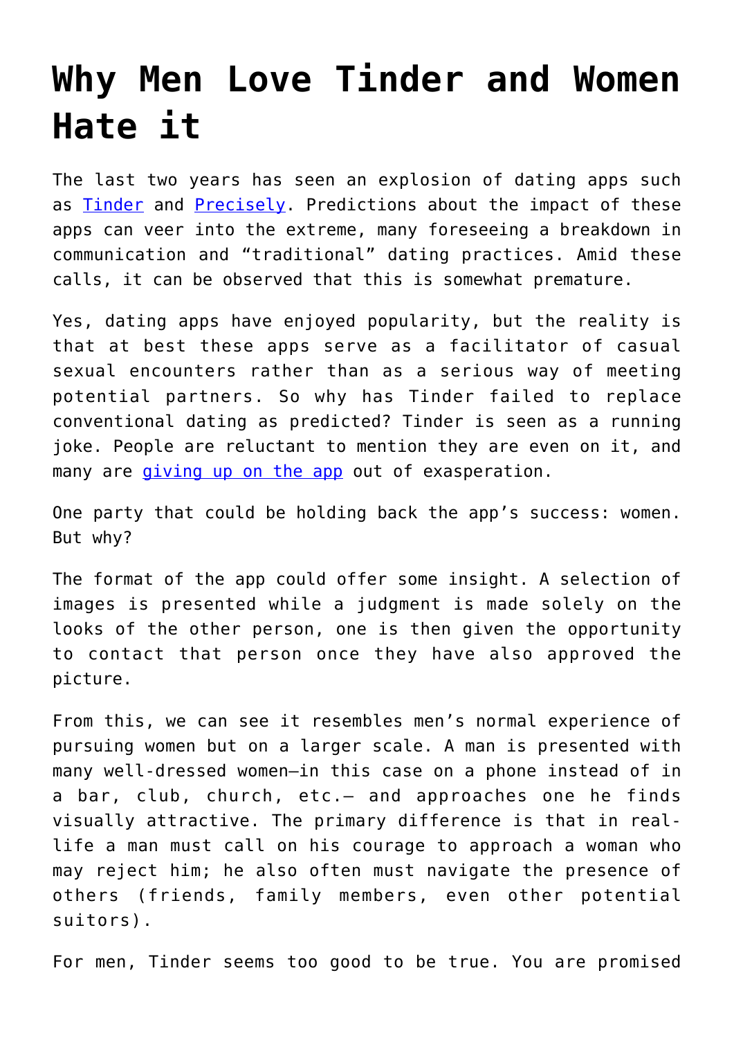# Why Men Love Tinder and Women Hate it

The last two years has seen an explosion of dating apps such as [Tinder] and [Precisely]. Predictions about the impact of these apps can veer into the extreme, many foreseeing a breakdown in communication and "traditional" dating practices. Amid these calls, it can be observed that this is somewhat premature.

Yes, dating apps have enjoyed popularity, but the reality is that at best these apps serve as a facilitator of casual sexual encounters rather than as a serious way of meeting potential partners. So why has Tinder failed to replace conventional dating as predicted? Tinder is seen as a running joke. People are reluctant to mention they are even on it, and many are [giving up on the app] out of exasperation.

One party that could be holding back the app's success: women. But why?

The format of the app could offer some insight. A selection of images is presented while a judgment is made solely on the looks of the other person, one is then given the opportunity to contact that person once they have also approved the picture.

From this, we can see it resembles men's normal experience of pursuing women but on a larger scale. A man is presented with many well-dressed women—in this case on a phone instead of in a bar, club, church, etc.— and approaches one he finds visually attractive. The primary difference is that in real-life a man must call on his courage to approach a woman who may reject him; he also often must navigate the presence of others (friends, family members, even other potential suitors).

For men, Tinder seems too good to be true. You are promised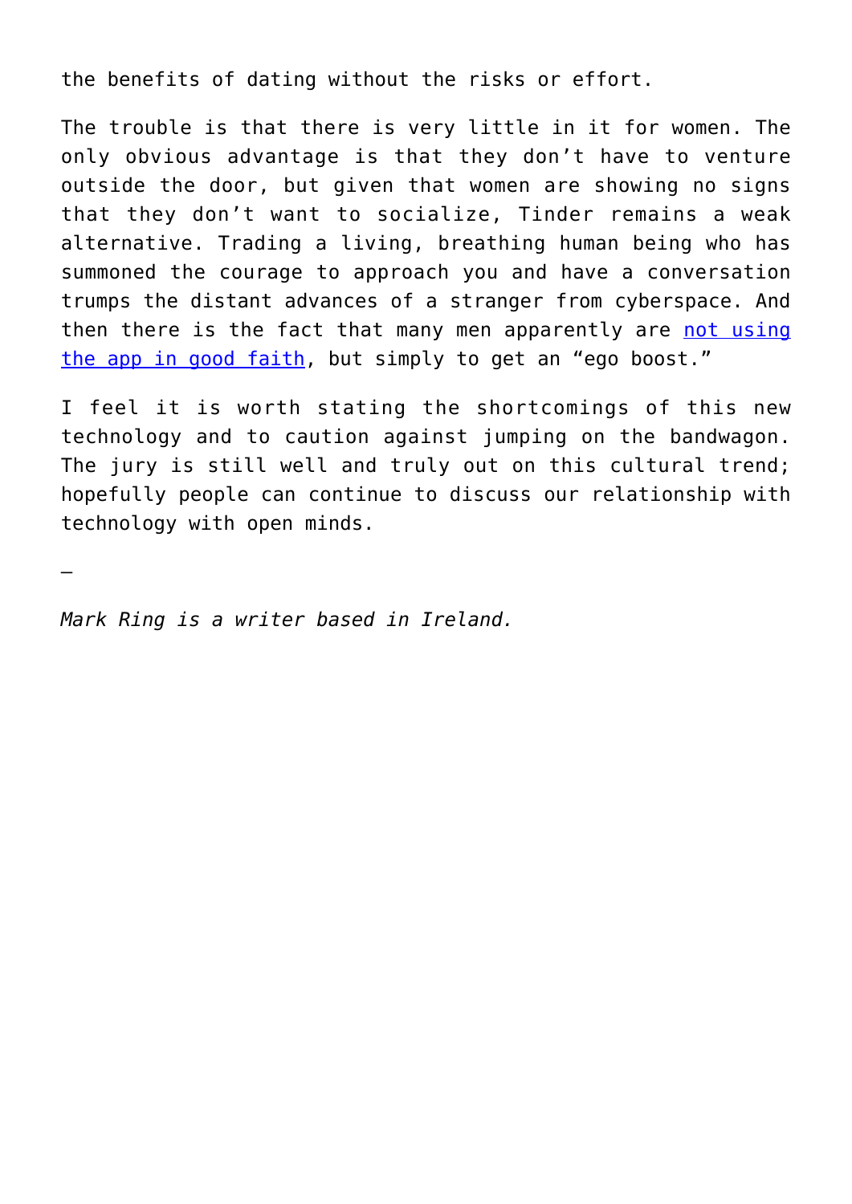the benefits of dating without the risks or effort.

The trouble is that there is very little in it for women. The only obvious advantage is that they don't have to venture outside the door, but given that women are showing no signs that they don't want to socialize, Tinder remains a weak alternative. Trading a living, breathing human being who has summoned the courage to approach you and have a conversation trumps the distant advances of a stranger from cyberspace. And then there is the fact that many men apparently are not using the app in good faith, but simply to get an "ego boost."

I feel it is worth stating the shortcomings of this new technology and to caution against jumping on the bandwagon. The jury is still well and truly out on this cultural trend; hopefully people can continue to discuss our relationship with technology with open minds.

—

*Mark Ring is a writer based in Ireland.*